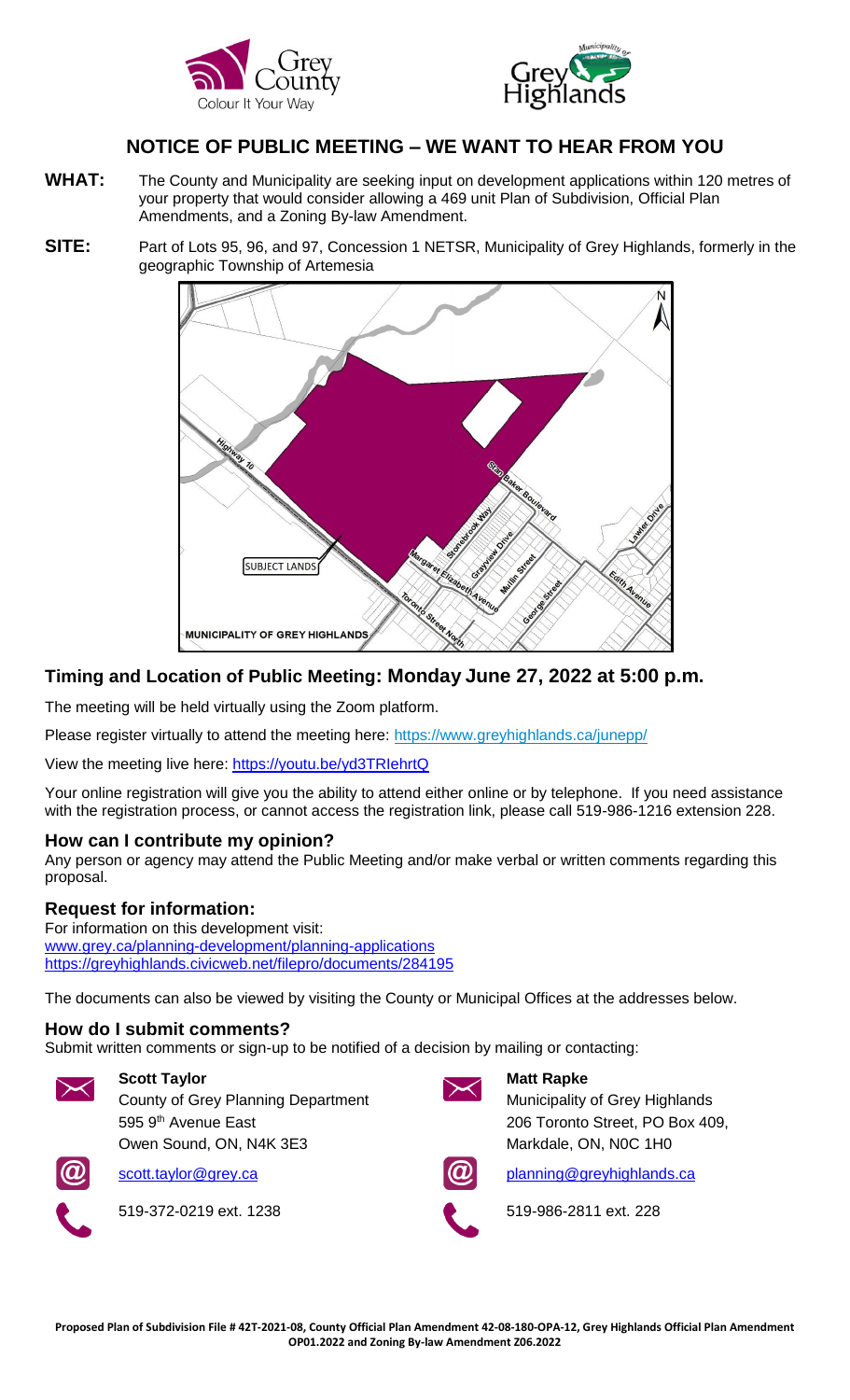# NOTICE OF PUBLIC MEETING – WE WANT TO HEAR FROM YOU

**WHAT:** The County and Municipality are seeking input on development applications within 120 metres of your property that would consider allowing a 469 unit Plan of Subdivision, Official Plan Amendments, and a Zoning By-law Amendment.

**SITE:** Part of Lots 95, 96, and 97, Concession 1 NETSR, Municipality of Grey Highlands, formerly in the geographic Township of Artemesia

## Timing and Location of Public Meeting: Monday June 27, 2022 at 5:00 p.m.

The meeting will be held virtually using the Zoom platform.

Please register virtually to attend the meeting here: https://www.greyhighlands.ca/junepp/

View the meeting live here: https://youtu.be/yd3TRIehrtQ

Your online registration will give you the ability to attend either online or by telephone. If you need assistance with the registration process, or cannot access the registration link, please call 519-986-1216 extension 228.

### How can I contribute my opinion?

Any person or agency may attend the Public Meeting and/or make verbal or written comments regarding this proposal.

### Request for information:

For information on this development visit:
www.grey.ca/planning-development/planning-applications
https://greyhighlands.civicweb.net/filepro/documents/284195

The documents can also be viewed by visiting the County or Municipal Offices at the addresses below.

### How do I submit comments?

Submit written comments or sign-up to be notified of a decision by mailing or contacting:

**Scott Taylor**
County of Grey Planning Department
595 9th Avenue East
Owen Sound, ON, N4K 3E3
scott.taylor@grey.ca
519-372-0219 ext. 1238

**Matt Rapke**
Municipality of Grey Highlands
206 Toronto Street, PO Box 409,
Markdale, ON, N0C 1H0
planning@greyhighlands.ca
519-986-2811 ext. 228

**Proposed Plan of Subdivision File # 42T-2021-08, County Official Plan Amendment 42-08-180-OPA-12, Grey Highlands Official Plan Amendment OP01.2022 and Zoning By-law Amendment Z06.2022**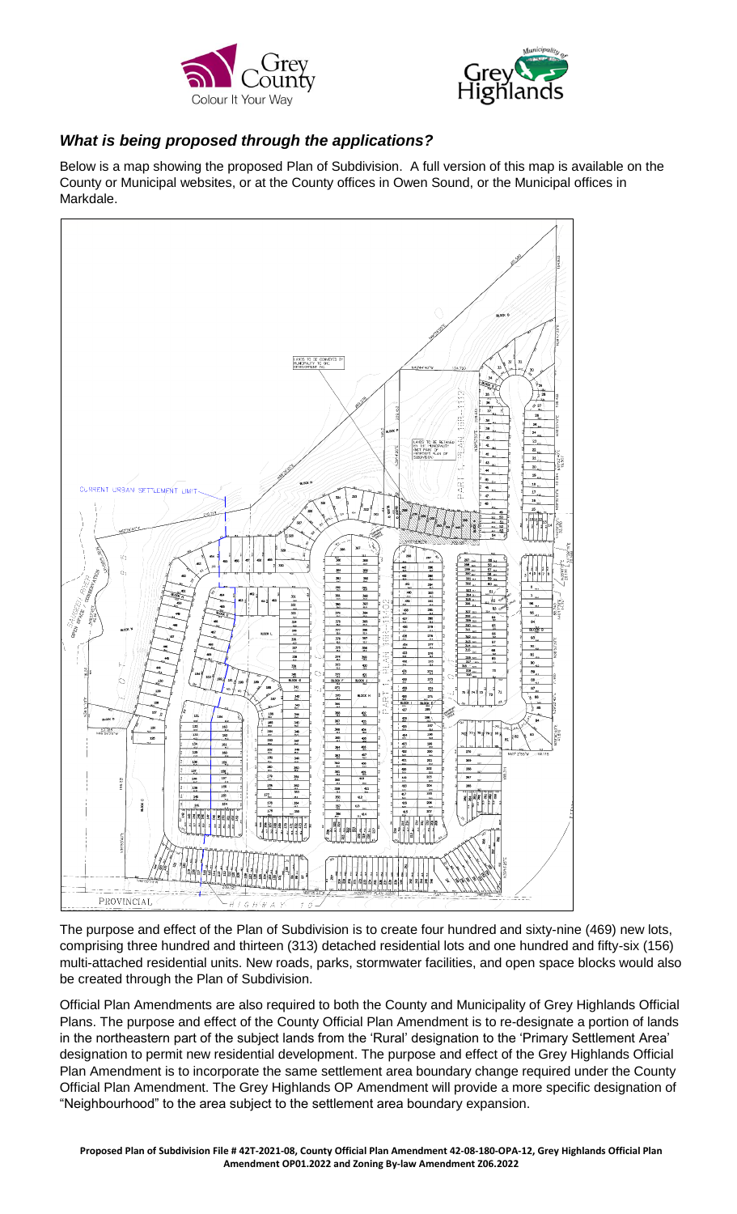## *What is being proposed through the applications?*

Below is a map showing the proposed Plan of Subdivision. A full version of this map is available on the County or Municipal websites, or at the County offices in Owen Sound, or the Municipal offices in Markdale.

The purpose and effect of the Plan of Subdivision is to create four hundred and sixty-nine (469) new lots, comprising three hundred and thirteen (313) detached residential lots and one hundred and fifty-six (156) multi-attached residential units. New roads, parks, stormwater facilities, and open space blocks would also be created through the Plan of Subdivision.

Official Plan Amendments are also required to both the County and Municipality of Grey Highlands Official Plans. The purpose and effect of the County Official Plan Amendment is to re-designate a portion of lands in the northeastern part of the subject lands from the 'Rural' designation to the 'Primary Settlement Area' designation to permit new residential development. The purpose and effect of the Grey Highlands Official Plan Amendment is to incorporate the same settlement area boundary change required under the County Official Plan Amendment. The Grey Highlands OP Amendment will provide a more specific designation of "Neighbourhood" to the area subject to the settlement area boundary expansion.

**Proposed Plan of Subdivision File # 42T-2021-08, County Official Plan Amendment 42-08-180-OPA-12, Grey Highlands Official Plan Amendment OP01.2022 and Zoning By-law Amendment Z06.2022**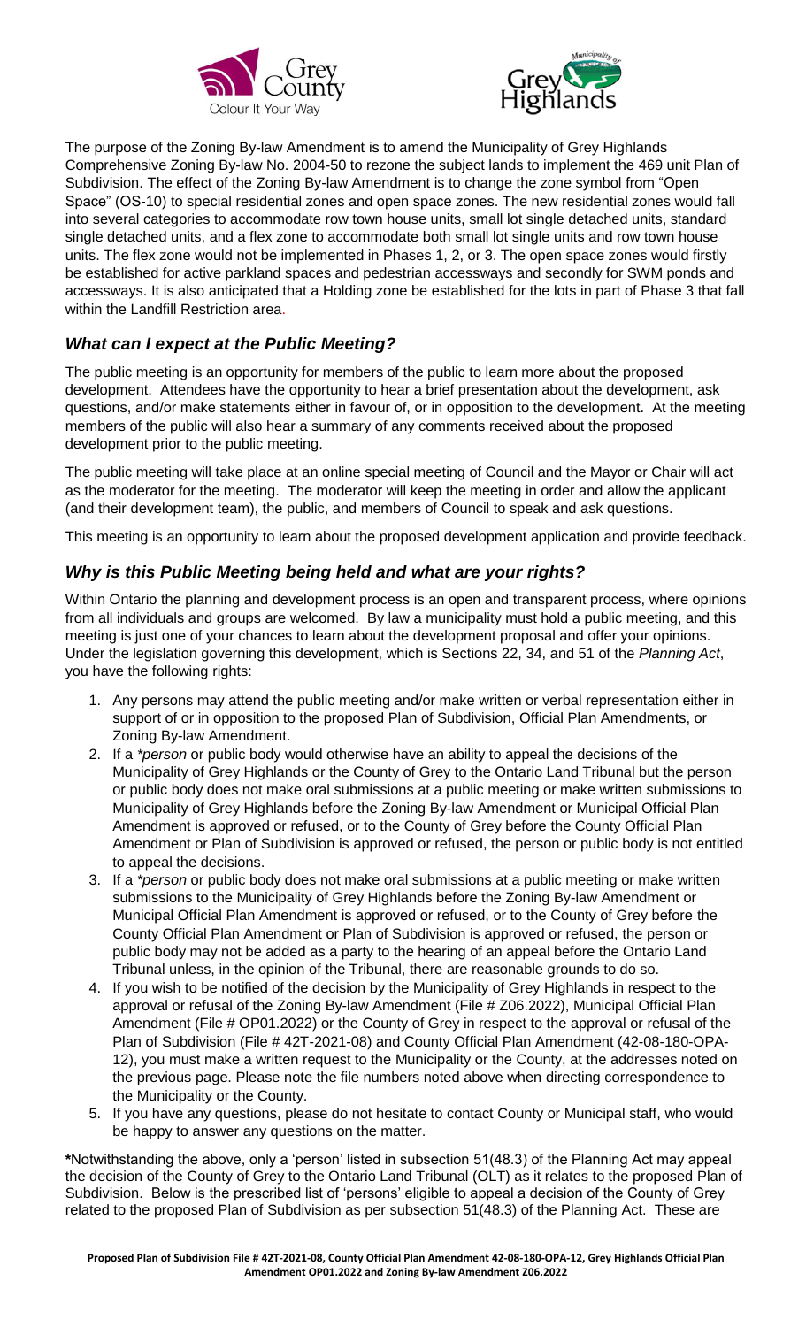The purpose of the Zoning By-law Amendment is to amend the Municipality of Grey Highlands Comprehensive Zoning By-law No. 2004-50 to rezone the subject lands to implement the 469 unit Plan of Subdivision. The effect of the Zoning By-law Amendment is to change the zone symbol from "Open Space" (OS-10) to special residential zones and open space zones. The new residential zones would fall into several categories to accommodate row town house units, small lot single detached units, standard single detached units, and a flex zone to accommodate both small lot single units and row town house units. The flex zone would not be implemented in Phases 1, 2, or 3. The open space zones would firstly be established for active parkland spaces and pedestrian accessways and secondly for SWM ponds and accessways. It is also anticipated that a Holding zone be established for the lots in part of Phase 3 that fall within the Landfill Restriction area.

## *What can I expect at the Public Meeting?*

The public meeting is an opportunity for members of the public to learn more about the proposed development. Attendees have the opportunity to hear a brief presentation about the development, ask questions, and/or make statements either in favour of, or in opposition to the development. At the meeting members of the public will also hear a summary of any comments received about the proposed development prior to the public meeting.

The public meeting will take place at an online special meeting of Council and the Mayor or Chair will act as the moderator for the meeting. The moderator will keep the meeting in order and allow the applicant (and their development team), the public, and members of Council to speak and ask questions.

This meeting is an opportunity to learn about the proposed development application and provide feedback.

## *Why is this Public Meeting being held and what are your rights?*

Within Ontario the planning and development process is an open and transparent process, where opinions from all individuals and groups are welcomed. By law a municipality must hold a public meeting, and this meeting is just one of your chances to learn about the development proposal and offer your opinions. Under the legislation governing this development, which is Sections 22, 34, and 51 of the *Planning Act*, you have the following rights:

1. Any persons may attend the public meeting and/or make written or verbal representation either in support of or in opposition to the proposed Plan of Subdivision, Official Plan Amendments, or Zoning By-law Amendment.
2. If a *\*person* or public body would otherwise have an ability to appeal the decisions of the Municipality of Grey Highlands or the County of Grey to the Ontario Land Tribunal but the person or public body does not make oral submissions at a public meeting or make written submissions to Municipality of Grey Highlands before the Zoning By-law Amendment or Municipal Official Plan Amendment is approved or refused, or to the County of Grey before the County Official Plan Amendment or Plan of Subdivision is approved or refused, the person or public body is not entitled to appeal the decisions.
3. If a *\*person* or public body does not make oral submissions at a public meeting or make written submissions to the Municipality of Grey Highlands before the Zoning By-law Amendment or Municipal Official Plan Amendment is approved or refused, or to the County of Grey before the County Official Plan Amendment or Plan of Subdivision is approved or refused, the person or public body may not be added as a party to the hearing of an appeal before the Ontario Land Tribunal unless, in the opinion of the Tribunal, there are reasonable grounds to do so.
4. If you wish to be notified of the decision by the Municipality of Grey Highlands in respect to the approval or refusal of the Zoning By-law Amendment (File # Z06.2022), Municipal Official Plan Amendment (File # OP01.2022) or the County of Grey in respect to the approval or refusal of the Plan of Subdivision (File # 42T-2021-08) and County Official Plan Amendment (42-08-180-OPA-12), you must make a written request to the Municipality or the County, at the addresses noted on the previous page. Please note the file numbers noted above when directing correspondence to the Municipality or the County.
5. If you have any questions, please do not hesitate to contact County or Municipal staff, who would be happy to answer any questions on the matter.

**\***Notwithstanding the above, only a 'person' listed in subsection 51(48.3) of the Planning Act may appeal the decision of the County of Grey to the Ontario Land Tribunal (OLT) as it relates to the proposed Plan of Subdivision. Below is the prescribed list of 'persons' eligible to appeal a decision of the County of Grey related to the proposed Plan of Subdivision as per subsection 51(48.3) of the Planning Act. These are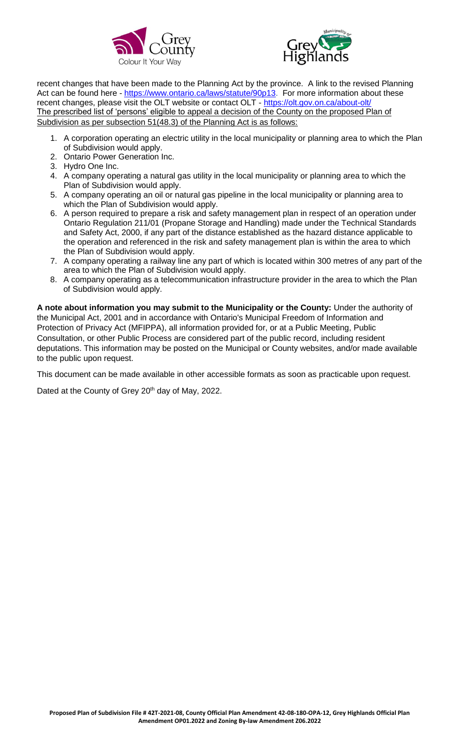recent changes that have been made to the Planning Act by the province. A link to the revised Planning Act can be found here - https://www.ontario.ca/laws/statute/90p13. For more information about these recent changes, please visit the OLT website or contact OLT - https://olt.gov.on.ca/about-olt/

The prescribed list of 'persons' eligible to appeal a decision of the County on the proposed Plan of Subdivision as per subsection 51(48.3) of the Planning Act is as follows:

1. A corporation operating an electric utility in the local municipality or planning area to which the Plan of Subdivision would apply.
2. Ontario Power Generation Inc.
3. Hydro One Inc.
4. A company operating a natural gas utility in the local municipality or planning area to which the Plan of Subdivision would apply.
5. A company operating an oil or natural gas pipeline in the local municipality or planning area to which the Plan of Subdivision would apply.
6. A person required to prepare a risk and safety management plan in respect of an operation under Ontario Regulation 211/01 (Propane Storage and Handling) made under the Technical Standards and Safety Act, 2000, if any part of the distance established as the hazard distance applicable to the operation and referenced in the risk and safety management plan is within the area to which the Plan of Subdivision would apply.
7. A company operating a railway line any part of which is located within 300 metres of any part of the area to which the Plan of Subdivision would apply.
8. A company operating as a telecommunication infrastructure provider in the area to which the Plan of Subdivision would apply.

**A note about information you may submit to the Municipality or the County:** Under the authority of the Municipal Act, 2001 and in accordance with Ontario's Municipal Freedom of Information and Protection of Privacy Act (MFIPPA), all information provided for, or at a Public Meeting, Public Consultation, or other Public Process are considered part of the public record, including resident deputations. This information may be posted on the Municipal or County websites, and/or made available to the public upon request.

This document can be made available in other accessible formats as soon as practicable upon request.

Dated at the County of Grey 20th day of May, 2022.